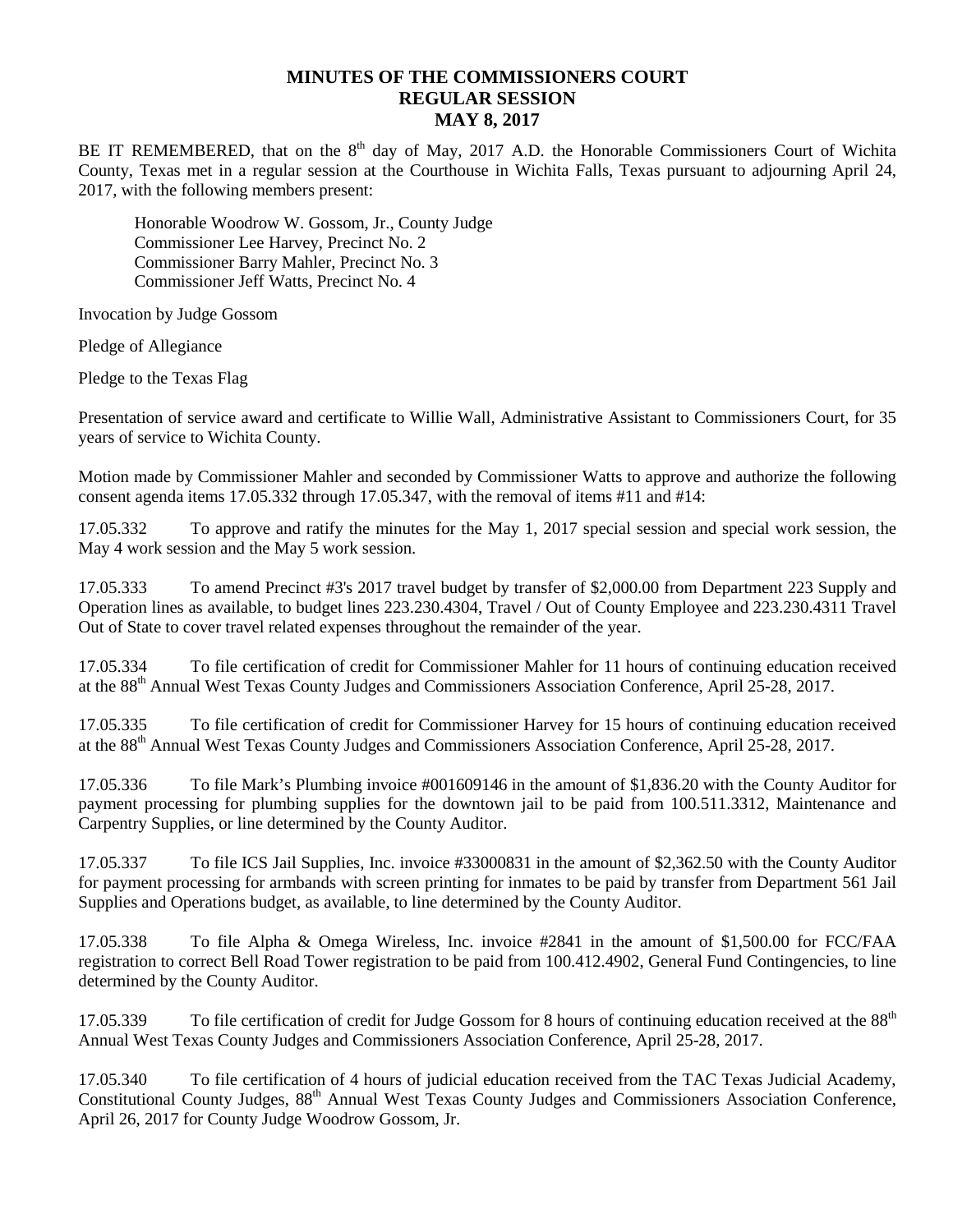# MINUTES OF THE COMMISSIONERS COURT
# REGULAR SESSION
# MAY 8, 2017

BE IT REMEMBERED, that on the 8th day of May, 2017 A.D. the Honorable Commissioners Court of Wichita County, Texas met in a regular session at the Courthouse in Wichita Falls, Texas pursuant to adjourning April 24, 2017, with the following members present:

Honorable Woodrow W. Gossom, Jr., County Judge
Commissioner Lee Harvey, Precinct No. 2
Commissioner Barry Mahler, Precinct No. 3
Commissioner Jeff Watts, Precinct No. 4

Invocation by Judge Gossom

Pledge of Allegiance

Pledge to the Texas Flag

Presentation of service award and certificate to Willie Wall, Administrative Assistant to Commissioners Court, for 35 years of service to Wichita County.

Motion made by Commissioner Mahler and seconded by Commissioner Watts to approve and authorize the following consent agenda items 17.05.332 through 17.05.347, with the removal of items #11 and #14:

17.05.332 To approve and ratify the minutes for the May 1, 2017 special session and special work session, the May 4 work session and the May 5 work session.

17.05.333 To amend Precinct #3's 2017 travel budget by transfer of $2,000.00 from Department 223 Supply and Operation lines as available, to budget lines 223.230.4304, Travel / Out of County Employee and 223.230.4311 Travel Out of State to cover travel related expenses throughout the remainder of the year.

17.05.334 To file certification of credit for Commissioner Mahler for 11 hours of continuing education received at the 88th Annual West Texas County Judges and Commissioners Association Conference, April 25-28, 2017.

17.05.335 To file certification of credit for Commissioner Harvey for 15 hours of continuing education received at the 88th Annual West Texas County Judges and Commissioners Association Conference, April 25-28, 2017.

17.05.336 To file Mark's Plumbing invoice #001609146 in the amount of $1,836.20 with the County Auditor for payment processing for plumbing supplies for the downtown jail to be paid from 100.511.3312, Maintenance and Carpentry Supplies, or line determined by the County Auditor.

17.05.337 To file ICS Jail Supplies, Inc. invoice #33000831 in the amount of $2,362.50 with the County Auditor for payment processing for armbands with screen printing for inmates to be paid by transfer from Department 561 Jail Supplies and Operations budget, as available, to line determined by the County Auditor.

17.05.338 To file Alpha & Omega Wireless, Inc. invoice #2841 in the amount of $1,500.00 for FCC/FAA registration to correct Bell Road Tower registration to be paid from 100.412.4902, General Fund Contingencies, to line determined by the County Auditor.

17.05.339 To file certification of credit for Judge Gossom for 8 hours of continuing education received at the 88th Annual West Texas County Judges and Commissioners Association Conference, April 25-28, 2017.

17.05.340 To file certification of 4 hours of judicial education received from the TAC Texas Judicial Academy, Constitutional County Judges, 88th Annual West Texas County Judges and Commissioners Association Conference, April 26, 2017 for County Judge Woodrow Gossom, Jr.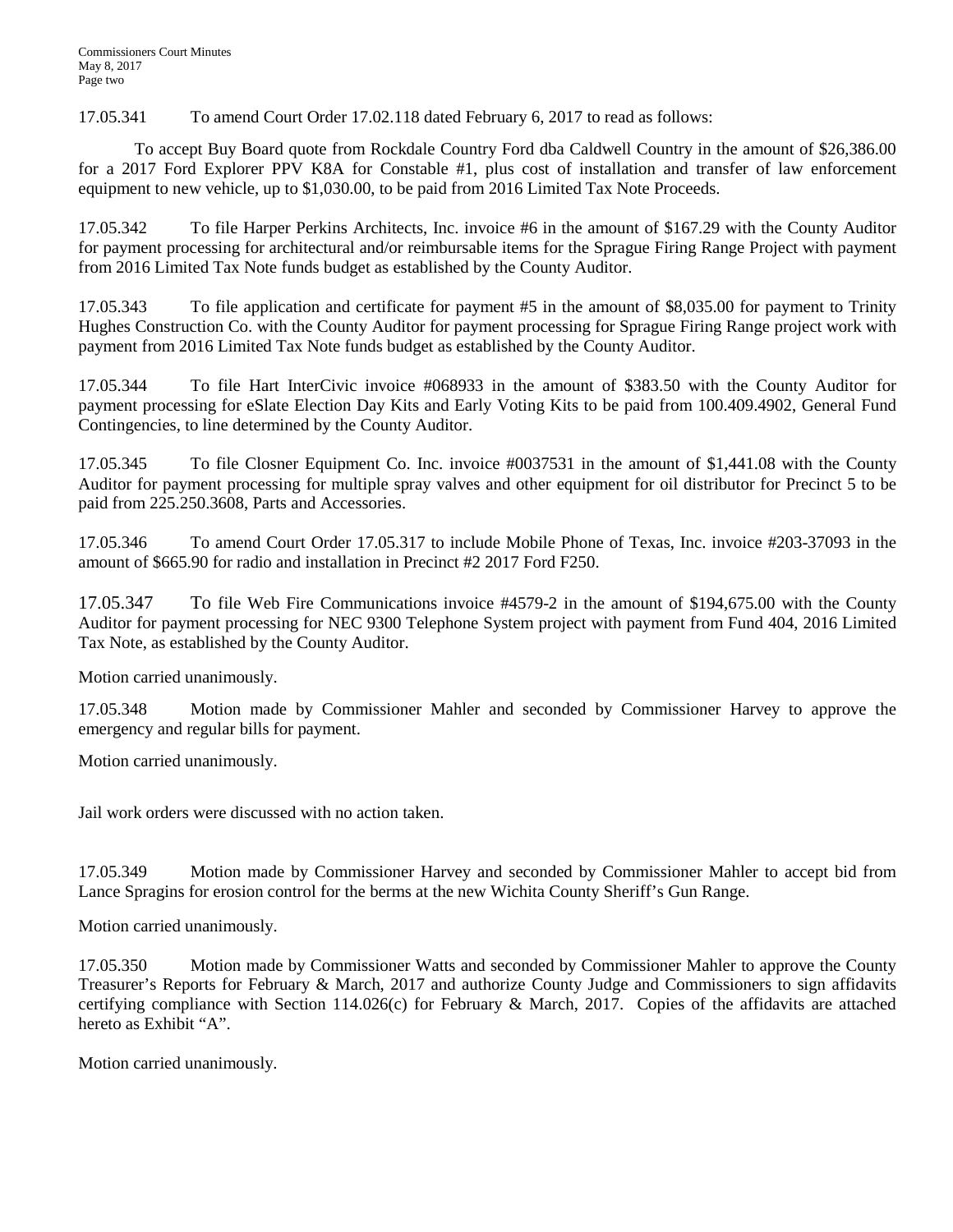17.05.341 To amend Court Order 17.02.118 dated February 6, 2017 to read as follows:

To accept Buy Board quote from Rockdale Country Ford dba Caldwell Country in the amount of $26,386.00 for a 2017 Ford Explorer PPV K8A for Constable #1, plus cost of installation and transfer of law enforcement equipment to new vehicle, up to $1,030.00, to be paid from 2016 Limited Tax Note Proceeds.

17.05.342 To file Harper Perkins Architects, Inc. invoice #6 in the amount of $167.29 with the County Auditor for payment processing for architectural and/or reimbursable items for the Sprague Firing Range Project with payment from 2016 Limited Tax Note funds budget as established by the County Auditor.

17.05.343 To file application and certificate for payment #5 in the amount of $8,035.00 for payment to Trinity Hughes Construction Co. with the County Auditor for payment processing for Sprague Firing Range project work with payment from 2016 Limited Tax Note funds budget as established by the County Auditor.

17.05.344 To file Hart InterCivic invoice #068933 in the amount of $383.50 with the County Auditor for payment processing for eSlate Election Day Kits and Early Voting Kits to be paid from 100.409.4902, General Fund Contingencies, to line determined by the County Auditor.

17.05.345 To file Closner Equipment Co. Inc. invoice #0037531 in the amount of $1,441.08 with the County Auditor for payment processing for multiple spray valves and other equipment for oil distributor for Precinct 5 to be paid from 225.250.3608, Parts and Accessories.

17.05.346 To amend Court Order 17.05.317 to include Mobile Phone of Texas, Inc. invoice #203-37093 in the amount of $665.90 for radio and installation in Precinct #2 2017 Ford F250.

17.05.347 To file Web Fire Communications invoice #4579-2 in the amount of $194,675.00 with the County Auditor for payment processing for NEC 9300 Telephone System project with payment from Fund 404, 2016 Limited Tax Note, as established by the County Auditor.

Motion carried unanimously.

17.05.348 Motion made by Commissioner Mahler and seconded by Commissioner Harvey to approve the emergency and regular bills for payment.

Motion carried unanimously.

Jail work orders were discussed with no action taken.

17.05.349 Motion made by Commissioner Harvey and seconded by Commissioner Mahler to accept bid from Lance Spragins for erosion control for the berms at the new Wichita County Sheriff's Gun Range.

Motion carried unanimously.

17.05.350 Motion made by Commissioner Watts and seconded by Commissioner Mahler to approve the County Treasurer's Reports for February & March, 2017 and authorize County Judge and Commissioners to sign affidavits certifying compliance with Section 114.026(c) for February & March, 2017. Copies of the affidavits are attached hereto as Exhibit "A".

Motion carried unanimously.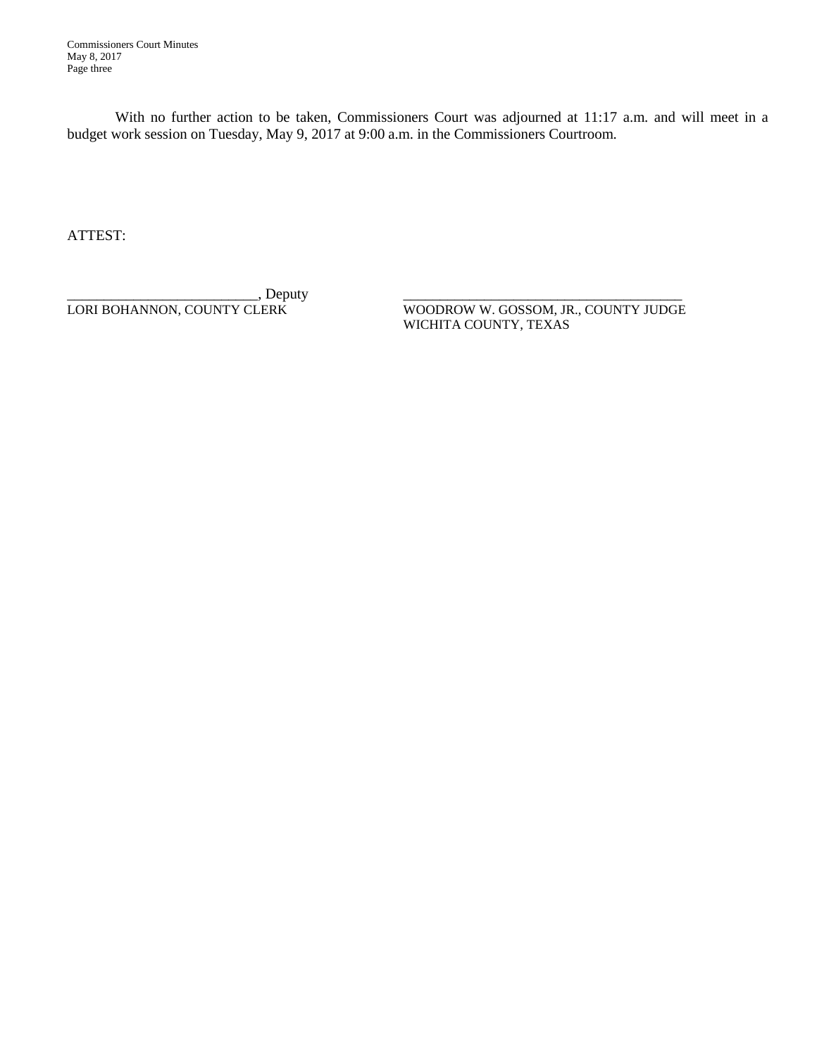With no further action to be taken, Commissioners Court was adjourned at 11:17 a.m. and will meet in a budget work session on Tuesday, May 9, 2017 at 9:00 a.m. in the Commissioners Courtroom.

ATTEST:

___________________________, Deputy
LORI BOHANNON, COUNTY CLERK

________________________________________
WOODROW W. GOSSOM, JR., COUNTY JUDGE
WICHITA COUNTY, TEXAS